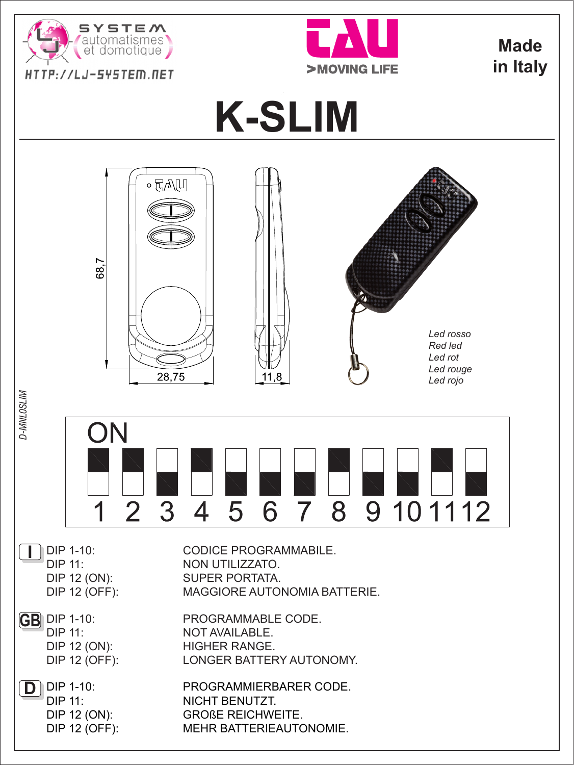SYSTEM automatismes et domotique

HTTP://LJ-SYSTEM.NET

TAU >MOVING LIFE

Made in Italy

# K-SLIM

68,7

28,75

11,8

*Led rosso*
*Red led*
*Led rot*
*Led rouge*
*Led rojo*

*D-MNLOSLIM*

ON

1 2 3 4 5 6 7 8 9 10 11 12

**I**

| | |
|---|---|
| DIP 1-10: | CODICE PROGRAMMABILE. |
| DIP 11: | NON UTILIZZATO. |
| DIP 12 (ON): | SUPER PORTATA. |
| DIP 12 (OFF): | MAGGIORE AUTONOMIA BATTERIE. |

**GB**

| | |
|---|---|
| DIP 1-10: | PROGRAMMABLE CODE. |
| DIP 11: | NOT AVAILABLE. |
| DIP 12 (ON): | HIGHER RANGE. |
| DIP 12 (OFF): | LONGER BATTERY AUTONOMY. |

**D**

| | |
|---|---|
| DIP 1-10: | PROGRAMMIERBARER CODE. |
| DIP 11: | NICHT BENUTZT. |
| DIP 12 (ON): | GROßE REICHWEITE. |
| DIP 12 (OFF): | MEHR BATTERIEAUTONOMIE. |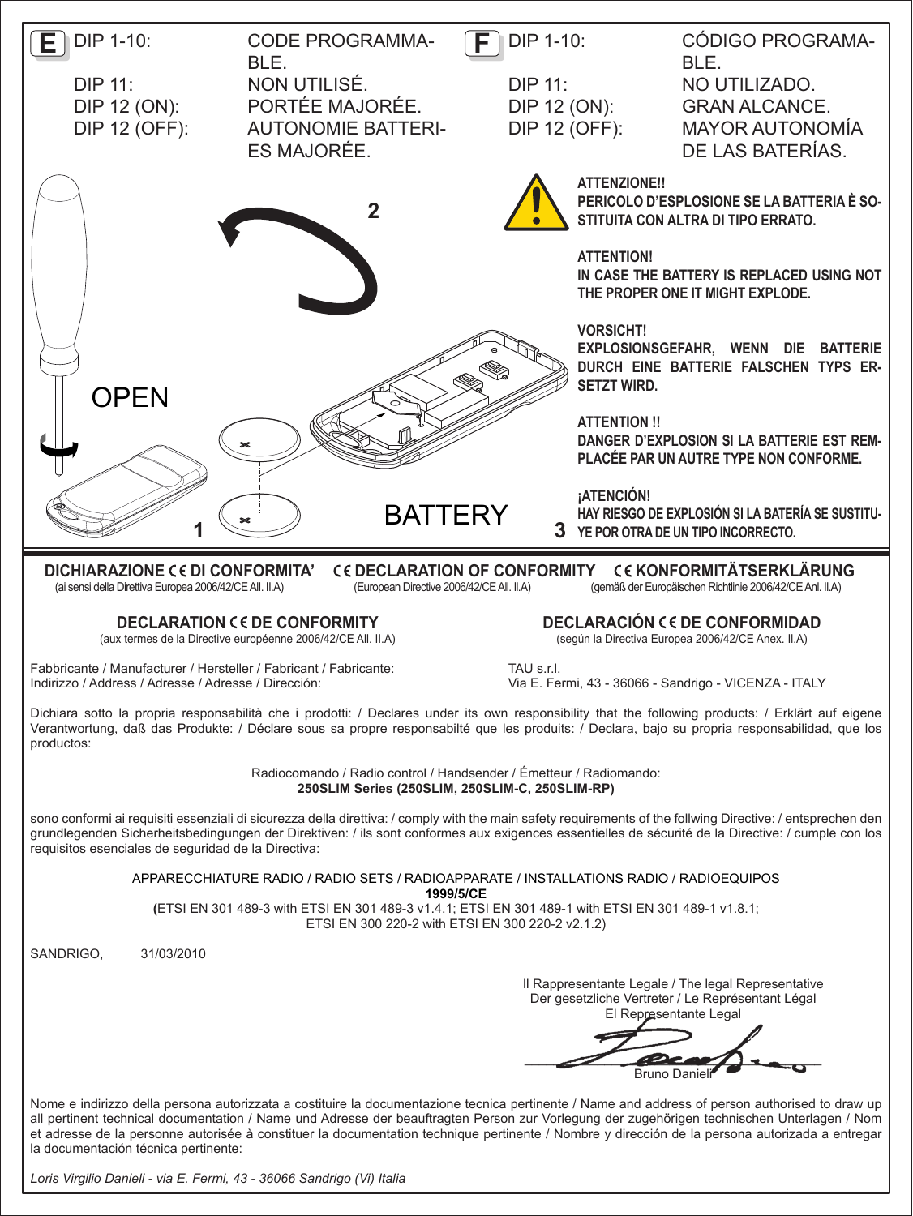**E** DIP 1-10: CODE PROGRAMMABLE.

DIP 11: NON UTILISÉ.

DIP 12 (ON): PORTÉE MAJORÉE.

DIP 12 (OFF): AUTONOMIE BATTERIES MAJORÉE.

**F** DIP 1-10: CÓDIGO PROGRAMABLE.

DIP 11: NO UTILIZADO.

DIP 12 (ON): GRAN ALCANCE.

DIP 12 (OFF): MAYOR AUTONOMÍA DE LAS BATERÍAS.

OPEN

2

1

BATTERY

3

**ATTENZIONE!!**
**PERICOLO D'ESPLOSIONE SE LA BATTERIA È SOSTITUITA CON ALTRA DI TIPO ERRATO.**

**ATTENTION!**
**IN CASE THE BATTERY IS REPLACED USING NOT THE PROPER ONE IT MIGHT EXPLODE.**

**VORSICHT!**
**EXPLOSIONSGEFAHR, WENN DIE BATTERIE DURCH EINE BATTERIE FALSCHEN TYPS ERSETZT WIRD.**

**ATTENTION !!**
**DANGER D'EXPLOSION SI LA BATTERIE EST REMPLACÉE PAR UN AUTRE TYPE NON CONFORME.**

**¡ATENCIÓN!**
**HAY RIESGO DE EXPLOSIÓN SI LA BATERÍA SE SUSTITUYE POR OTRA DE UN TIPO INCORRECTO.**

---

**DICHIARAZIONE CE DI CONFORMITA'**
(ai sensi della Direttiva Europea 2006/42/CE All. II.A)

**CE DECLARATION OF CONFORMITY**
(European Directive 2006/42/CE All. II.A)

**CE KONFORMITÄTSERKLÄRUNG**
(gemäß der Europäischen Richtlinie 2006/42/CE Anl. II.A)

**DECLARATION CE DE CONFORMITY**
(aux termes de la Directive européenne 2006/42/CE All. II.A)

**DECLARACIÓN CE DE CONFORMIDAD**
(según la Directiva Europea 2006/42/CE Anex. II.A)

Fabbricante / Manufacturer / Hersteller / Fabricant / Fabricante: TAU s.r.l.
Indirizzo / Address / Adresse / Adresse / Dirección: Via E. Fermi, 43 - 36066 - Sandrigo - VICENZA - ITALY

Dichiara sotto la propria responsabilità che i prodotti: / Declares under its own responsibility that the following products: / Erklärt auf eigene Verantwortung, daß das Produkte: / Déclare sous sa propre responsabilté que les produits: / Declara, bajo su propria responsabilidad, que los productos:

Radiocomando / Radio control / Handsender / Émetteur / Radiomando:
**250SLIM Series (250SLIM, 250SLIM-C, 250SLIM-RP)**

sono conformi ai requisiti essenziali di sicurezza della direttiva: / comply with the main safety requirements of the follwing Directive: / entsprechen den grundlegenden Sicherheitsbedingungen der Direktiven: / ils sont conformes aux exigences essentielles de sécurité de la Directive: / cumple con los requisitos esenciales de seguridad de la Directiva:

APPARECCHIATURE RADIO / RADIO SETS / RADIOAPPARATE / INSTALLATIONS RADIO / RADIOEQUIPOS
**1999/5/CE**
(ETSI EN 301 489-3 with ETSI EN 301 489-3 v1.4.1; ETSI EN 301 489-1 with ETSI EN 301 489-1 v1.8.1;
ETSI EN 300 220-2 with ETSI EN 300 220-2 v2.1.2)

SANDRIGO, 31/03/2010

Il Rappresentante Legale / The legal Representative
Der gesetzliche Vertreter / Le Représentant Légal
El Representante Legal

Bruno Danieli

Nome e indirizzo della persona autorizzata a costituire la documentazione tecnica pertinente / Name and address of person authorised to draw up all pertinent technical documentation / Name und Adresse der beauftragten Person zur Vorlegung der zugehörigen technischen Unterlagen / Nom et adresse de la personne autorisée à constituer la documentation technique pertinente / Nombre y dirección de la persona autorizada a entregar la documentación técnica pertinente:

*Loris Virgilio Danieli - via E. Fermi, 43 - 36066 Sandrigo (Vi) Italia*